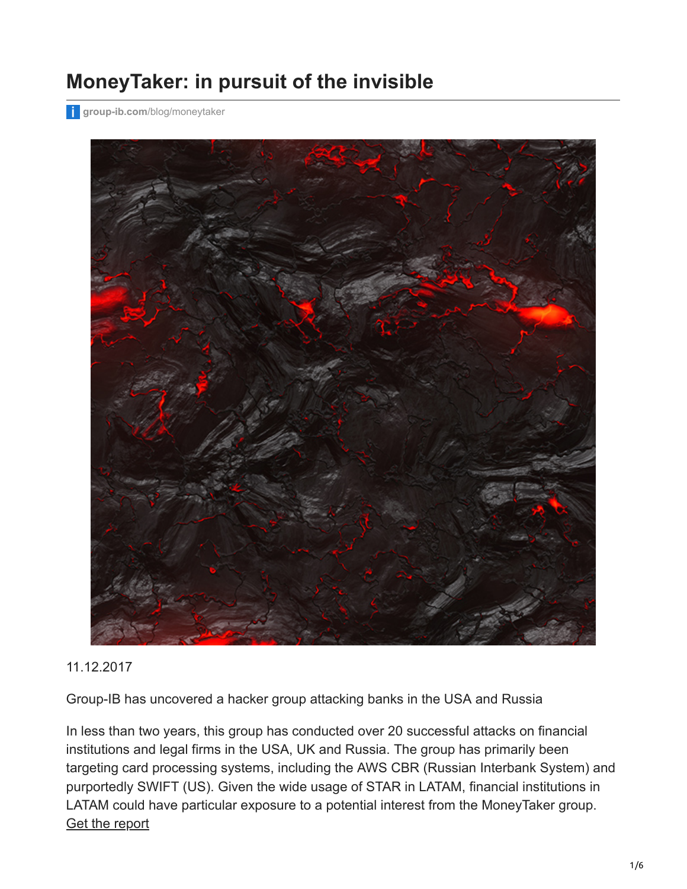# MoneyTaker: in pursuit of the invisible

group-ib.com/blog/moneytaker

11.12.2017

Group-IB has uncovered a hacker group attacking banks in the USA and Russia

In less than two years, this group has conducted over 20 successful attacks on financial institutions and legal firms in the USA, UK and Russia. The group has primarily been targeting card processing systems, including the AWS CBR (Russian Interbank System) and purportedly SWIFT (US). Given the wide usage of STAR in LATAM, financial institutions in LATAM could have particular exposure to a potential interest from the MoneyTaker group. Get the report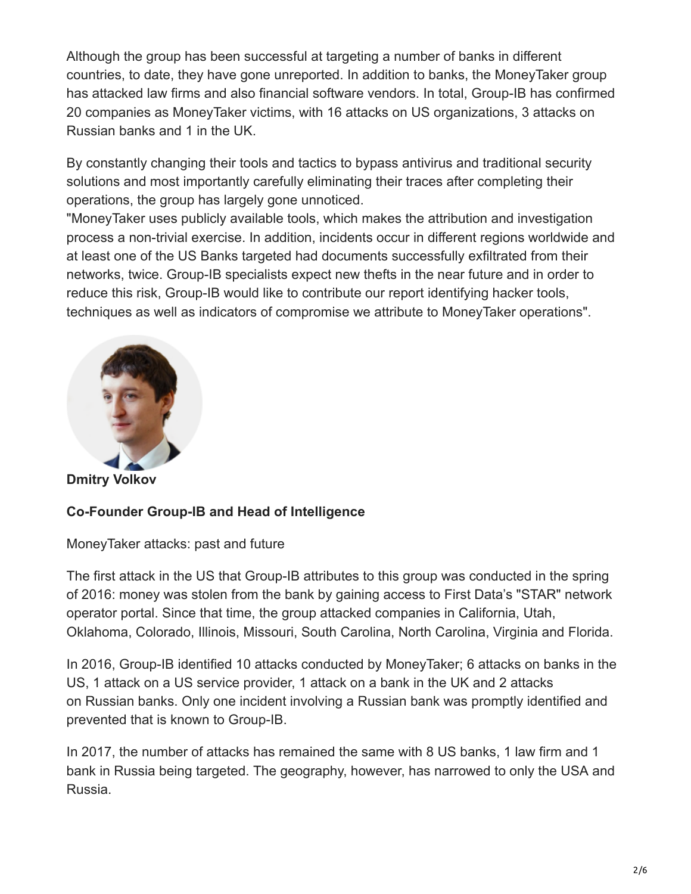Although the group has been successful at targeting a number of banks in different countries, to date, they have gone unreported. In addition to banks, the MoneyTaker group has attacked law firms and also financial software vendors. In total, Group-IB has confirmed 20 companies as MoneyTaker victims, with 16 attacks on US organizations, 3 attacks on Russian banks and 1 in the UK.

By constantly changing their tools and tactics to bypass antivirus and traditional security solutions and most importantly carefully eliminating their traces after completing their operations, the group has largely gone unnoticed.
"MoneyTaker uses publicly available tools, which makes the attribution and investigation process a non-trivial exercise. In addition, incidents occur in different regions worldwide and at least one of the US Banks targeted had documents successfully exfiltrated from their networks, twice. Group-IB specialists expect new thefts in the near future and in order to reduce this risk, Group-IB would like to contribute our report identifying hacker tools, techniques as well as indicators of compromise we attribute to MoneyTaker operations".

**Dmitry Volkov**

**Co-Founder Group-IB and Head of Intelligence**

MoneyTaker attacks: past and future

The first attack in the US that Group-IB attributes to this group was conducted in the spring of 2016: money was stolen from the bank by gaining access to First Data's "STAR" network operator portal. Since that time, the group attacked companies in California, Utah, Oklahoma, Colorado, Illinois, Missouri, South Carolina, North Carolina, Virginia and Florida.

In 2016, Group-IB identified 10 attacks conducted by MoneyTaker; 6 attacks on banks in the US, 1 attack on a US service provider, 1 attack on a bank in the UK and 2 attacks on Russian banks. Only one incident involving a Russian bank was promptly identified and prevented that is known to Group-IB.

In 2017, the number of attacks has remained the same with 8 US banks, 1 law firm and 1 bank in Russia being targeted. The geography, however, has narrowed to only the USA and Russia.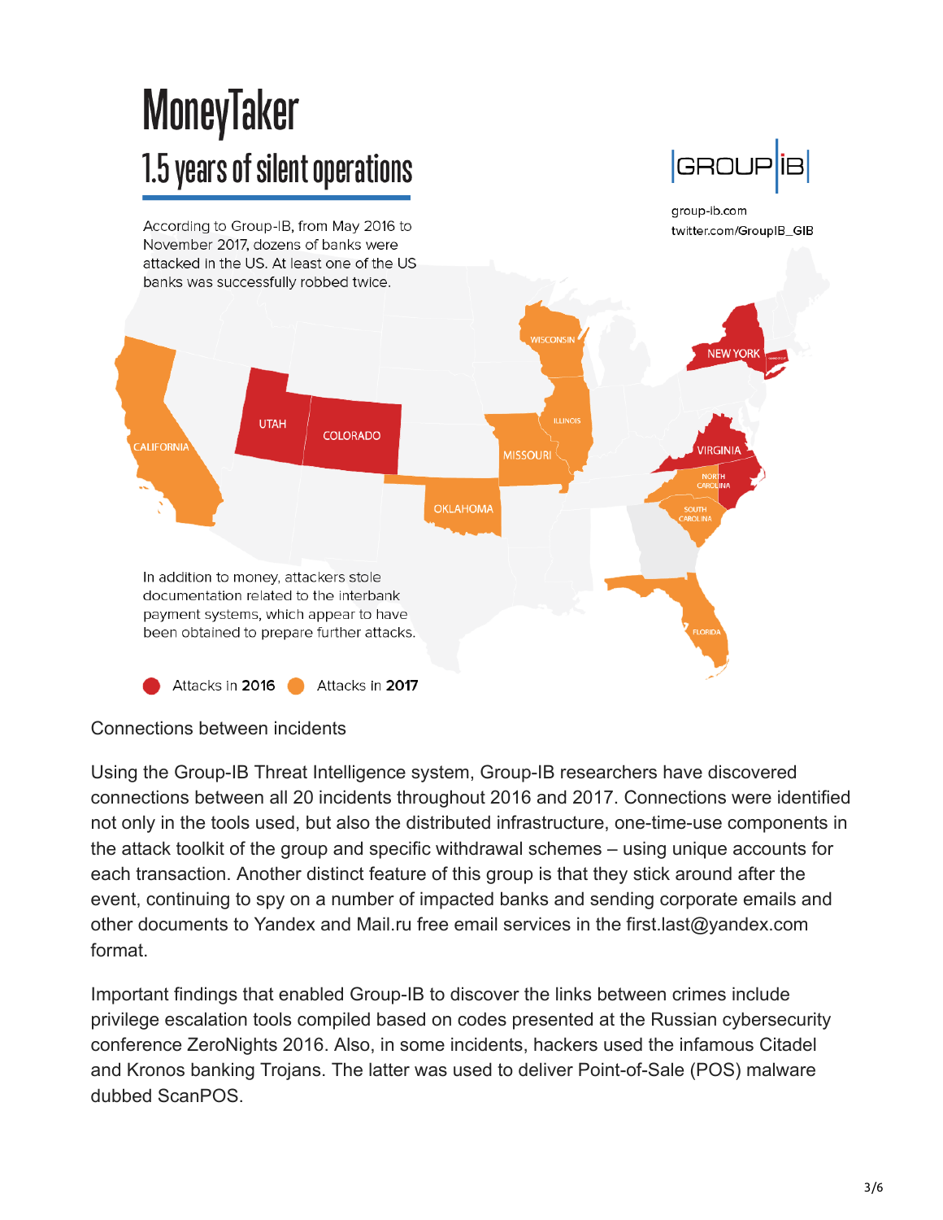# MoneyTaker

## 1.5 years of silent operations

GROUP-IB

group-ib.com
twitter.com/GroupIB_GIB

According to Group-IB, from May 2016 to November 2017, dozens of banks were attacked in the US. At least one of the US banks was successfully robbed twice.

CALIFORNIA, UTAH, COLORADO, OKLAHOMA, MISSOURI, ILLINOIS, WISCONSIN, NEW YORK, VIRGINIA, NORTH CAROLINA, SOUTH CAROLINA, FLORIDA

In addition to money, attackers stole documentation related to the interbank payment systems, which appear to have been obtained to prepare further attacks.

Attacks in **2016** Attacks in **2017**

Connections between incidents

Using the Group-IB Threat Intelligence system, Group-IB researchers have discovered connections between all 20 incidents throughout 2016 and 2017. Connections were identified not only in the tools used, but also the distributed infrastructure, one-time-use components in the attack toolkit of the group and specific withdrawal schemes – using unique accounts for each transaction. Another distinct feature of this group is that they stick around after the event, continuing to spy on a number of impacted banks and sending corporate emails and other documents to Yandex and Mail.ru free email services in the first.last@yandex.com format.

Important findings that enabled Group-IB to discover the links between crimes include privilege escalation tools compiled based on codes presented at the Russian cybersecurity conference ZeroNights 2016. Also, in some incidents, hackers used the infamous Citadel and Kronos banking Trojans. The latter was used to deliver Point-of-Sale (POS) malware dubbed ScanPOS.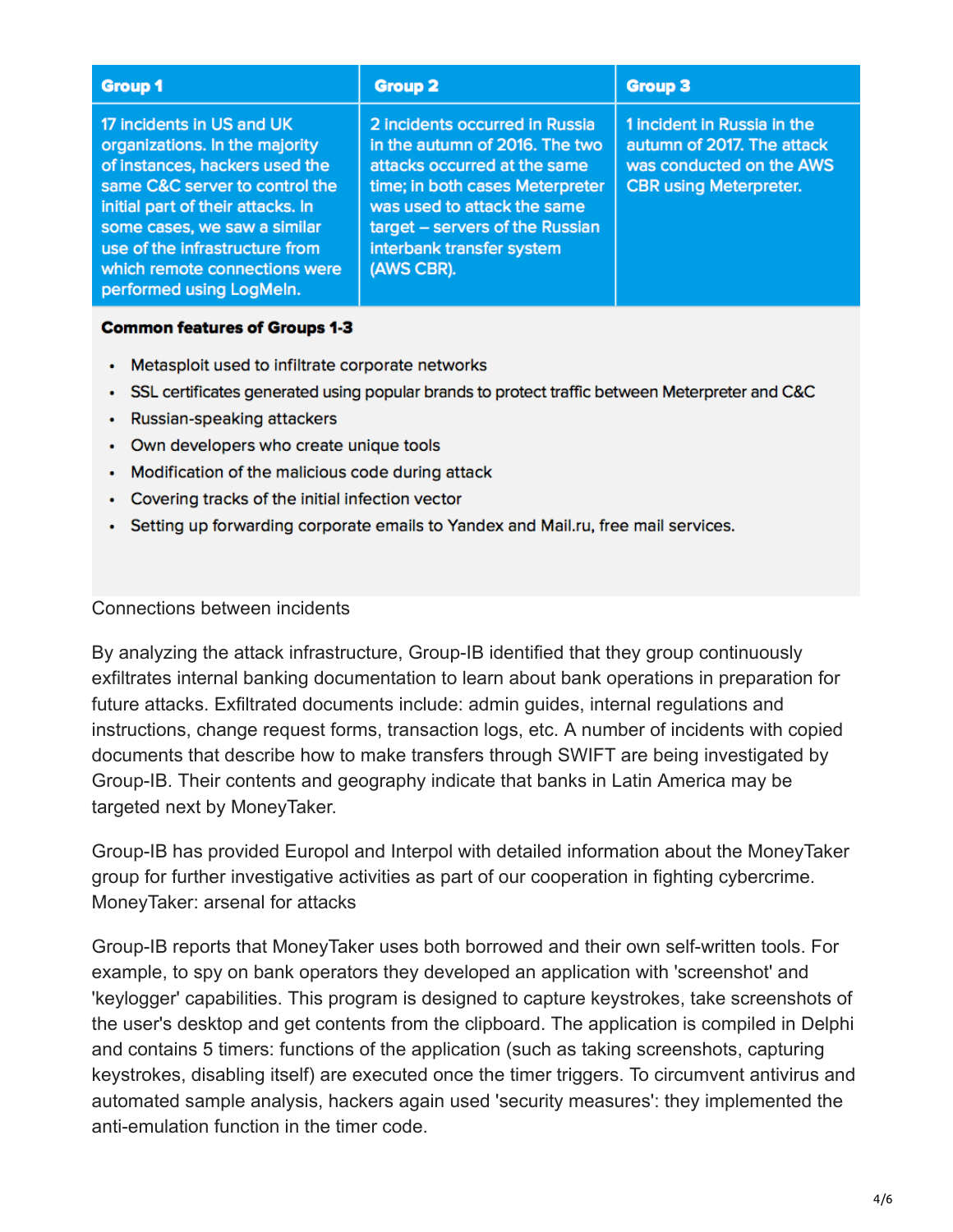| Group 1 | Group 2 | Group 3 |
| --- | --- | --- |
| 17 incidents in US and UK organizations. In the majority of instances, hackers used the same C&C server to control the initial part of their attacks. In some cases, we saw a similar use of the infrastructure from which remote connections were performed using LogMeIn. | 2 incidents occurred in Russia in the autumn of 2016. The two attacks occurred at the same time; in both cases Meterpreter was used to attack the same target – servers of the Russian interbank transfer system (AWS CBR). | 1 incident in Russia in the autumn of 2017. The attack was conducted on the AWS CBR using Meterpreter. |

**Common features of Groups 1-3**

- Metasploit used to infiltrate corporate networks
- SSL certificates generated using popular brands to protect traffic between Meterpreter and C&C
- Russian-speaking attackers
- Own developers who create unique tools
- Modification of the malicious code during attack
- Covering tracks of the initial infection vector
- Setting up forwarding corporate emails to Yandex and Mail.ru, free mail services.

Connections between incidents

By analyzing the attack infrastructure, Group-IB identified that they group continuously exfiltrates internal banking documentation to learn about bank operations in preparation for future attacks. Exfiltrated documents include: admin guides, internal regulations and instructions, change request forms, transaction logs, etc. A number of incidents with copied documents that describe how to make transfers through SWIFT are being investigated by Group-IB. Their contents and geography indicate that banks in Latin America may be targeted next by MoneyTaker.

Group-IB has provided Europol and Interpol with detailed information about the MoneyTaker group for further investigative activities as part of our cooperation in fighting cybercrime.
MoneyTaker: arsenal for attacks

Group-IB reports that MoneyTaker uses both borrowed and their own self-written tools. For example, to spy on bank operators they developed an application with 'screenshot' and 'keylogger' capabilities. This program is designed to capture keystrokes, take screenshots of the user's desktop and get contents from the clipboard. The application is compiled in Delphi and contains 5 timers: functions of the application (such as taking screenshots, capturing keystrokes, disabling itself) are executed once the timer triggers. To circumvent antivirus and automated sample analysis, hackers again used 'security measures': they implemented the anti-emulation function in the timer code.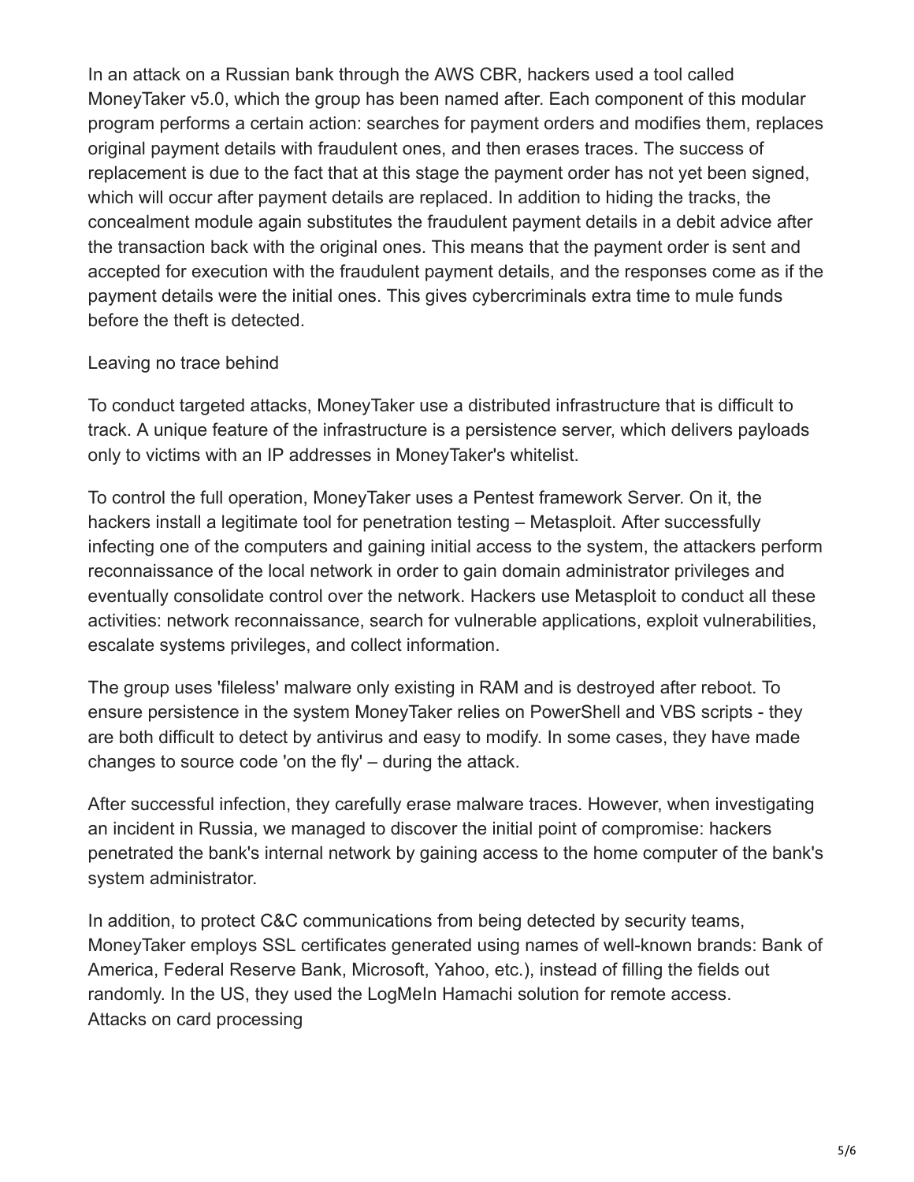In an attack on a Russian bank through the AWS CBR, hackers used a tool called MoneyTaker v5.0, which the group has been named after. Each component of this modular program performs a certain action: searches for payment orders and modifies them, replaces original payment details with fraudulent ones, and then erases traces. The success of replacement is due to the fact that at this stage the payment order has not yet been signed, which will occur after payment details are replaced. In addition to hiding the tracks, the concealment module again substitutes the fraudulent payment details in a debit advice after the transaction back with the original ones. This means that the payment order is sent and accepted for execution with the fraudulent payment details, and the responses come as if the payment details were the initial ones. This gives cybercriminals extra time to mule funds before the theft is detected.

## Leaving no trace behind

To conduct targeted attacks, MoneyTaker use a distributed infrastructure that is difficult to track. A unique feature of the infrastructure is a persistence server, which delivers payloads only to victims with an IP addresses in MoneyTaker's whitelist.

To control the full operation, MoneyTaker uses a Pentest framework Server. On it, the hackers install a legitimate tool for penetration testing – Metasploit. After successfully infecting one of the computers and gaining initial access to the system, the attackers perform reconnaissance of the local network in order to gain domain administrator privileges and eventually consolidate control over the network. Hackers use Metasploit to conduct all these activities: network reconnaissance, search for vulnerable applications, exploit vulnerabilities, escalate systems privileges, and collect information.

The group uses 'fileless' malware only existing in RAM and is destroyed after reboot. To ensure persistence in the system MoneyTaker relies on PowerShell and VBS scripts - they are both difficult to detect by antivirus and easy to modify. In some cases, they have made changes to source code 'on the fly' – during the attack.

After successful infection, they carefully erase malware traces. However, when investigating an incident in Russia, we managed to discover the initial point of compromise: hackers penetrated the bank's internal network by gaining access to the home computer of the bank's system administrator.

In addition, to protect C&C communications from being detected by security teams, MoneyTaker employs SSL certificates generated using names of well-known brands: Bank of America, Federal Reserve Bank, Microsoft, Yahoo, etc.), instead of filling the fields out randomly. In the US, they used the LogMeIn Hamachi solution for remote access.

## Attacks on card processing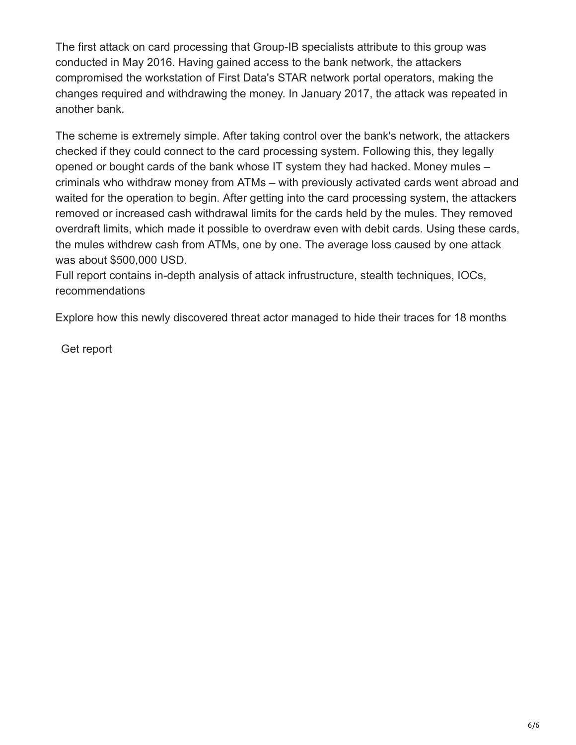The first attack on card processing that Group-IB specialists attribute to this group was conducted in May 2016. Having gained access to the bank network, the attackers compromised the workstation of First Data's STAR network portal operators, making the changes required and withdrawing the money. In January 2017, the attack was repeated in another bank.

The scheme is extremely simple. After taking control over the bank's network, the attackers checked if they could connect to the card processing system. Following this, they legally opened or bought cards of the bank whose IT system they had hacked. Money mules – criminals who withdraw money from ATMs – with previously activated cards went abroad and waited for the operation to begin. After getting into the card processing system, the attackers removed or increased cash withdrawal limits for the cards held by the mules. They removed overdraft limits, which made it possible to overdraw even with debit cards. Using these cards, the mules withdrew cash from ATMs, one by one. The average loss caused by one attack was about $500,000 USD.
Full report contains in-depth analysis of attack infrustructure, stealth techniques, IOCs, recommendations

Explore how this newly discovered threat actor managed to hide their traces for 18 months

Get report